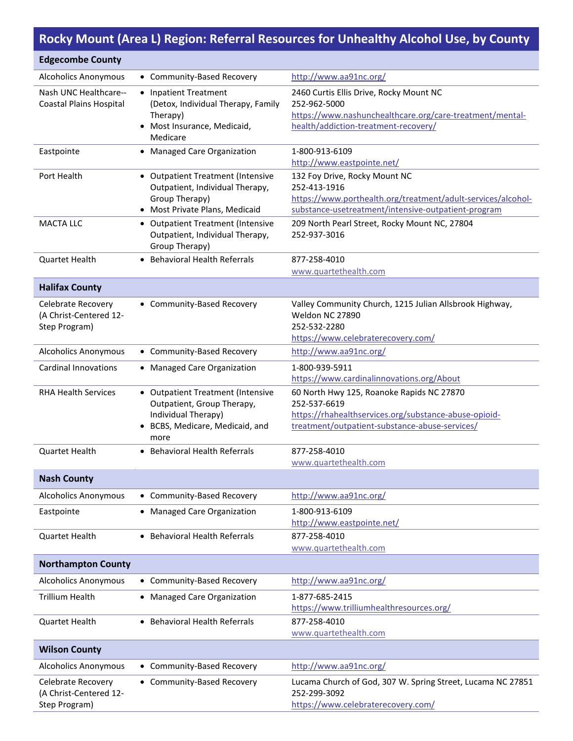# Rocky Mount (Area L) Region: Referral Resources for Unhealthy Alcohol Use, by County

| Resource | Services | Contact |
|---|---|---|
| **Edgecombe County** | | |
| Alcoholics Anonymous | • Community-Based Recovery | http://www.aa91nc.org/ |
| Nash UNC Healthcare--Coastal Plains Hospital | • Inpatient Treatment (Detox, Individual Therapy, Family Therapy)<br>• Most Insurance, Medicaid, Medicare | 2460 Curtis Ellis Drive, Rocky Mount NC<br>252-962-5000<br>https://www.nashunchealthcare.org/care-treatment/mental-health/addiction-treatment-recovery/ |
| Eastpointe | • Managed Care Organization | 1-800-913-6109<br>http://www.eastpointe.net/ |
| Port Health | • Outpatient Treatment (Intensive Outpatient, Individual Therapy, Group Therapy)<br>• Most Private Plans, Medicaid | 132 Foy Drive, Rocky Mount NC<br>252-413-1916<br>https://www.porthealth.org/treatment/adult-services/alcohol-substance-usetreatment/intensive-outpatient-program |
| MACTA LLC | • Outpatient Treatment (Intensive Outpatient, Individual Therapy, Group Therapy) | 209 North Pearl Street, Rocky Mount NC, 27804<br>252-937-3016 |
| Quartet Health | • Behavioral Health Referrals | 877-258-4010<br>www.quartethealth.com |
| **Halifax County** | | |
| Celebrate Recovery (A Christ-Centered 12-Step Program) | • Community-Based Recovery | Valley Community Church, 1215 Julian Allsbrook Highway, Weldon NC 27890<br>252-532-2280<br>https://www.celebraterecovery.com/ |
| Alcoholics Anonymous | • Community-Based Recovery | http://www.aa91nc.org/ |
| Cardinal Innovations | • Managed Care Organization | 1-800-939-5911<br>https://www.cardinalinnovations.org/About |
| RHA Health Services | • Outpatient Treatment (Intensive Outpatient, Group Therapy, Individual Therapy)<br>• BCBS, Medicare, Medicaid, and more | 60 North Hwy 125, Roanoke Rapids NC 27870<br>252-537-6619<br>https://rhahealthservices.org/substance-abuse-opioid-treatment/outpatient-substance-abuse-services/ |
| Quartet Health | • Behavioral Health Referrals | 877-258-4010<br>www.quartethealth.com |
| **Nash County** | | |
| Alcoholics Anonymous | • Community-Based Recovery | http://www.aa91nc.org/ |
| Eastpointe | • Managed Care Organization | 1-800-913-6109<br>http://www.eastpointe.net/ |
| Quartet Health | • Behavioral Health Referrals | 877-258-4010<br>www.quartethealth.com |
| **Northampton County** | | |
| Alcoholics Anonymous | • Community-Based Recovery | http://www.aa91nc.org/ |
| Trillium Health | • Managed Care Organization | 1-877-685-2415<br>https://www.trilliumhealthresources.org/ |
| Quartet Health | • Behavioral Health Referrals | 877-258-4010<br>www.quartethealth.com |
| **Wilson County** | | |
| Alcoholics Anonymous | • Community-Based Recovery | http://www.aa91nc.org/ |
| Celebrate Recovery (A Christ-Centered 12-Step Program) | • Community-Based Recovery | Lucama Church of God, 307 W. Spring Street, Lucama NC 27851<br>252-299-3092<br>https://www.celebraterecovery.com/ |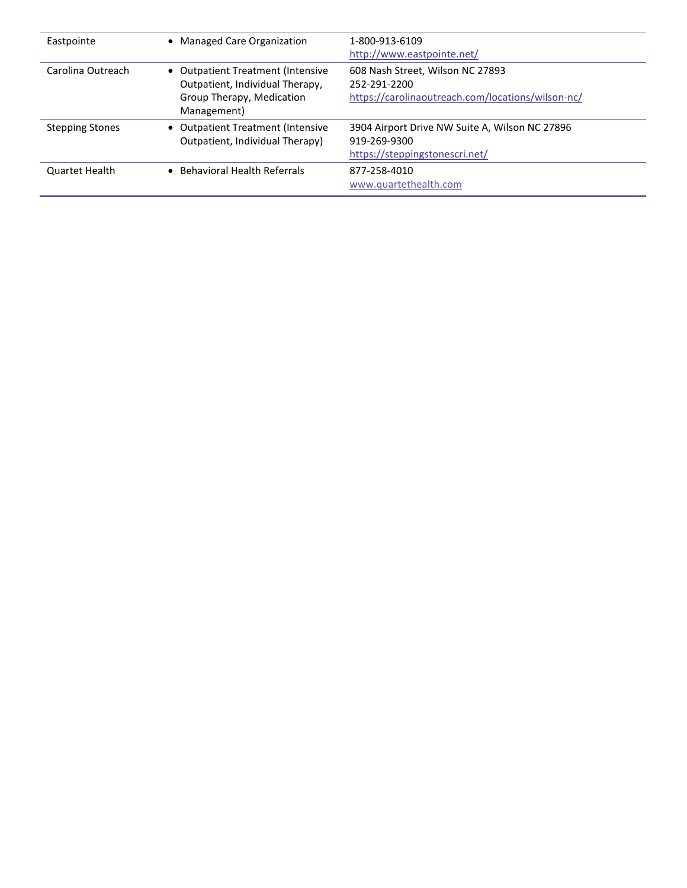| | | |
|---|---|---|
| Eastpointe | • Managed Care Organization | 1-800-913-6109<br>http://www.eastpointe.net/ |
| Carolina Outreach | • Outpatient Treatment (Intensive Outpatient, Individual Therapy, Group Therapy, Medication Management) | 608 Nash Street, Wilson NC 27893<br>252-291-2200<br>https://carolinaoutreach.com/locations/wilson-nc/ |
| Stepping Stones | • Outpatient Treatment (Intensive Outpatient, Individual Therapy) | 3904 Airport Drive NW Suite A, Wilson NC 27896<br>919-269-9300<br>https://steppingstonescri.net/ |
| Quartet Health | • Behavioral Health Referrals | 877-258-4010<br>www.quartethealth.com |